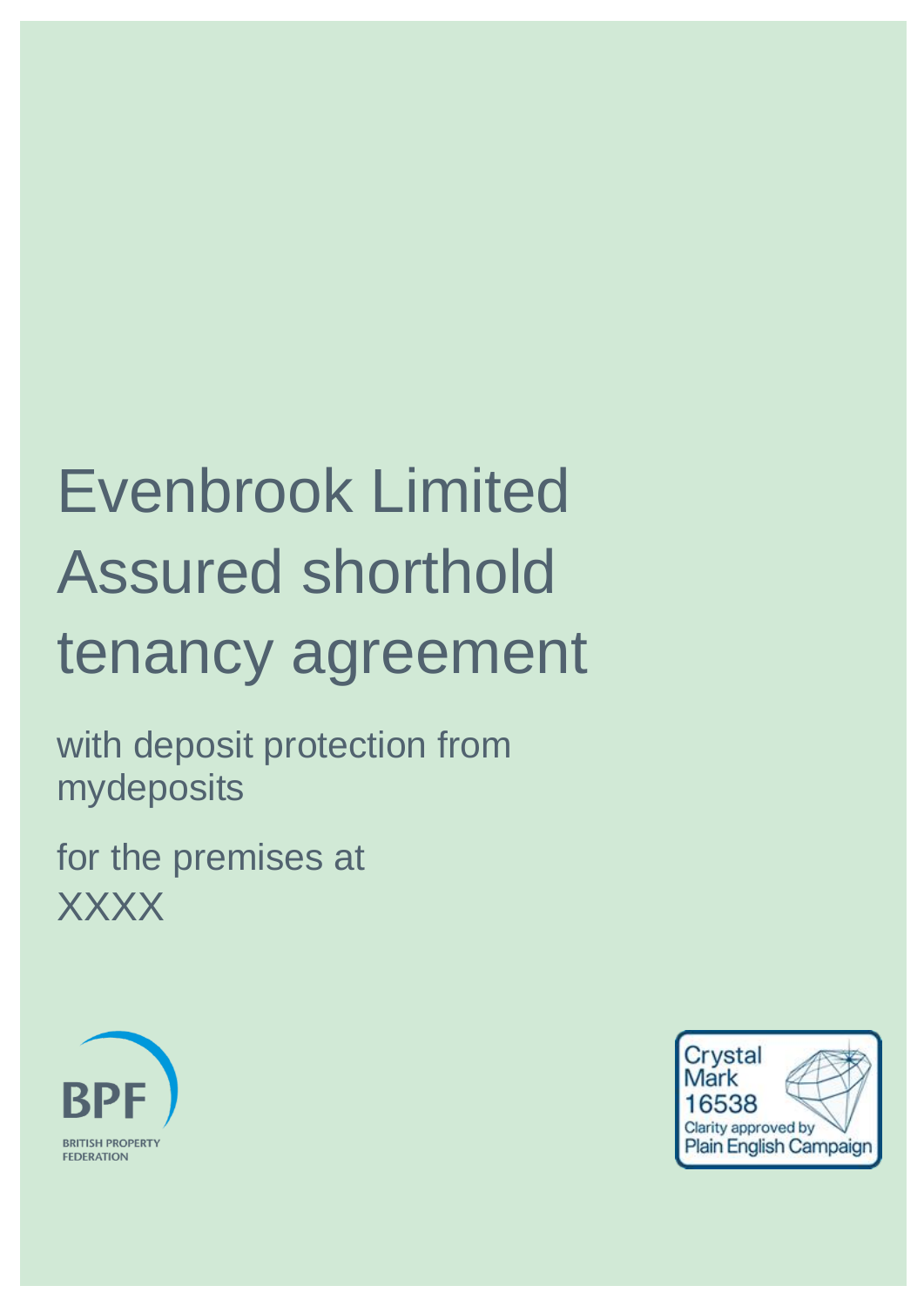# Evenbrook Limited Assured shorthold tenancy agreement

with deposit protection from mydeposits

for the premises at XXXX

BPF
BRITISH PROPERTY FEDERATION

Crystal Mark 16538
Clarity approved by Plain English Campaign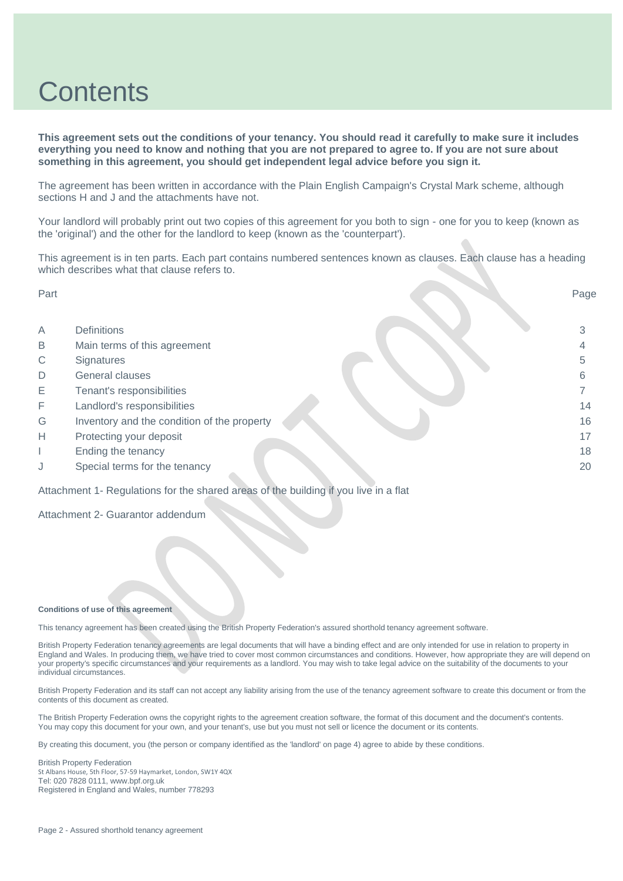# Contents

**This agreement sets out the conditions of your tenancy. You should read it carefully to make sure it includes everything you need to know and nothing that you are not prepared to agree to. If you are not sure about something in this agreement, you should get independent legal advice before you sign it.**

The agreement has been written in accordance with the Plain English Campaign's Crystal Mark scheme, although sections H and J and the attachments have not.

Your landlord will probably print out two copies of this agreement for you both to sign - one for you to keep (known as the 'original') and the other for the landlord to keep (known as the 'counterpart').

This agreement is in ten parts. Each part contains numbered sentences known as clauses. Each clause has a heading which describes what that clause refers to.

| Part | | Page |
|---|---|---|
| A | Definitions | 3 |
| B | Main terms of this agreement | 4 |
| C | Signatures | 5 |
| D | General clauses | 6 |
| E | Tenant's responsibilities | 7 |
| F | Landlord's responsibilities | 14 |
| G | Inventory and the condition of the property | 16 |
| H | Protecting your deposit | 17 |
| I | Ending the tenancy | 18 |
| J | Special terms for the tenancy | 20 |

Attachment 1- Regulations for the shared areas of the building if you live in a flat

Attachment 2- Guarantor addendum

DO NOT COPY

**Conditions of use of this agreement**

This tenancy agreement has been created using the British Property Federation's assured shorthold tenancy agreement software.

British Property Federation tenancy agreements are legal documents that will have a binding effect and are only intended for use in relation to property in England and Wales. In producing them, we have tried to cover most common circumstances and conditions. However, how appropriate they are will depend on your property's specific circumstances and your requirements as a landlord. You may wish to take legal advice on the suitability of the documents to your individual circumstances.

British Property Federation and its staff can not accept any liability arising from the use of the tenancy agreement software to create this document or from the contents of this document as created.

The British Property Federation owns the copyright rights to the agreement creation software, the format of this document and the document's contents. You may copy this document for your own, and your tenant's, use but you must not sell or licence the document or its contents.

By creating this document, you (the person or company identified as the 'landlord' on page 4) agree to abide by these conditions.

British Property Federation
St Albans House, 5th Floor, 57-59 Haymarket, London, SW1Y 4QX
Tel: 020 7828 0111, www.bpf.org.uk
Registered in England and Wales, number 778293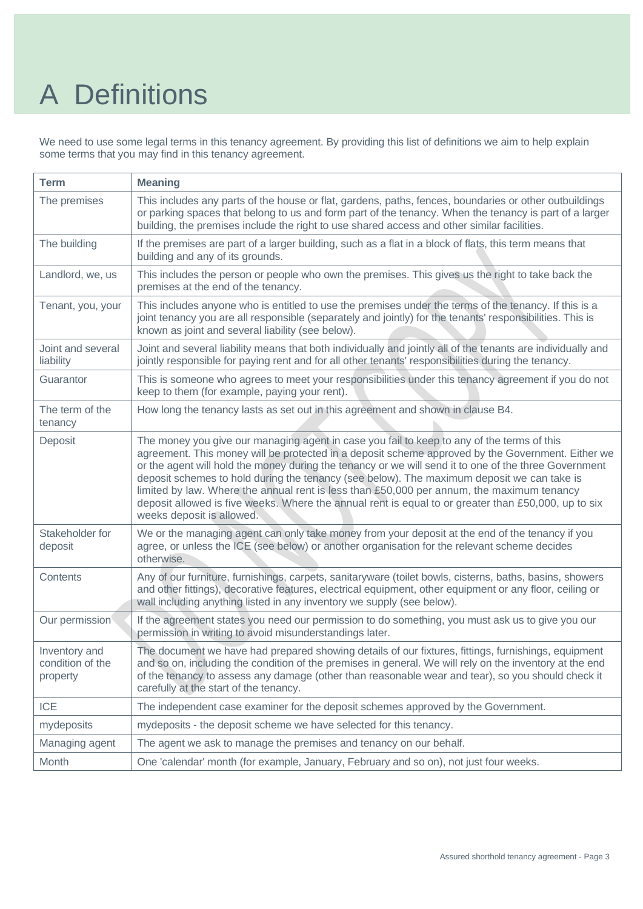# A Definitions

We need to use some legal terms in this tenancy agreement. By providing this list of definitions we aim to help explain some terms that you may find in this tenancy agreement.

| Term | Meaning |
|---|---|
| The premises | This includes any parts of the house or flat, gardens, paths, fences, boundaries or other outbuildings or parking spaces that belong to us and form part of the tenancy. When the tenancy is part of a larger building, the premises include the right to use shared access and other similar facilities. |
| The building | If the premises are part of a larger building, such as a flat in a block of flats, this term means that building and any of its grounds. |
| Landlord, we, us | This includes the person or people who own the premises. This gives us the right to take back the premises at the end of the tenancy. |
| Tenant, you, your | This includes anyone who is entitled to use the premises under the terms of the tenancy. If this is a joint tenancy you are all responsible (separately and jointly) for the tenants' responsibilities. This is known as joint and several liability (see below). |
| Joint and several liability | Joint and several liability means that both individually and jointly all of the tenants are individually and jointly responsible for paying rent and for all other tenants' responsibilities during the tenancy. |
| Guarantor | This is someone who agrees to meet your responsibilities under this tenancy agreement if you do not keep to them (for example, paying your rent). |
| The term of the tenancy | How long the tenancy lasts as set out in this agreement and shown in clause B4. |
| Deposit | The money you give our managing agent in case you fail to keep to any of the terms of this agreement. This money will be protected in a deposit scheme approved by the Government. Either we or the agent will hold the money during the tenancy or we will send it to one of the three Government deposit schemes to hold during the tenancy (see below). The maximum deposit we can take is limited by law. Where the annual rent is less than £50,000 per annum, the maximum tenancy deposit allowed is five weeks. Where the annual rent is equal to or greater than £50,000, up to six weeks deposit is allowed. |
| Stakeholder for deposit | We or the managing agent can only take money from your deposit at the end of the tenancy if you agree, or unless the ICE (see below) or another organisation for the relevant scheme decides otherwise. |
| Contents | Any of our furniture, furnishings, carpets, sanitaryware (toilet bowls, cisterns, baths, basins, showers and other fittings), decorative features, electrical equipment, other equipment or any floor, ceiling or wall including anything listed in any inventory we supply (see below). |
| Our permission | If the agreement states you need our permission to do something, you must ask us to give you our permission in writing to avoid misunderstandings later. |
| Inventory and condition of the property | The document we have had prepared showing details of our fixtures, fittings, furnishings, equipment and so on, including the condition of the premises in general. We will rely on the inventory at the end of the tenancy to assess any damage (other than reasonable wear and tear), so you should check it carefully at the start of the tenancy. |
| ICE | The independent case examiner for the deposit schemes approved by the Government. |
| mydeposits | mydeposits - the deposit scheme we have selected for this tenancy. |
| Managing agent | The agent we ask to manage the premises and tenancy on our behalf. |
| Month | One 'calendar' month (for example, January, February and so on), not just four weeks. |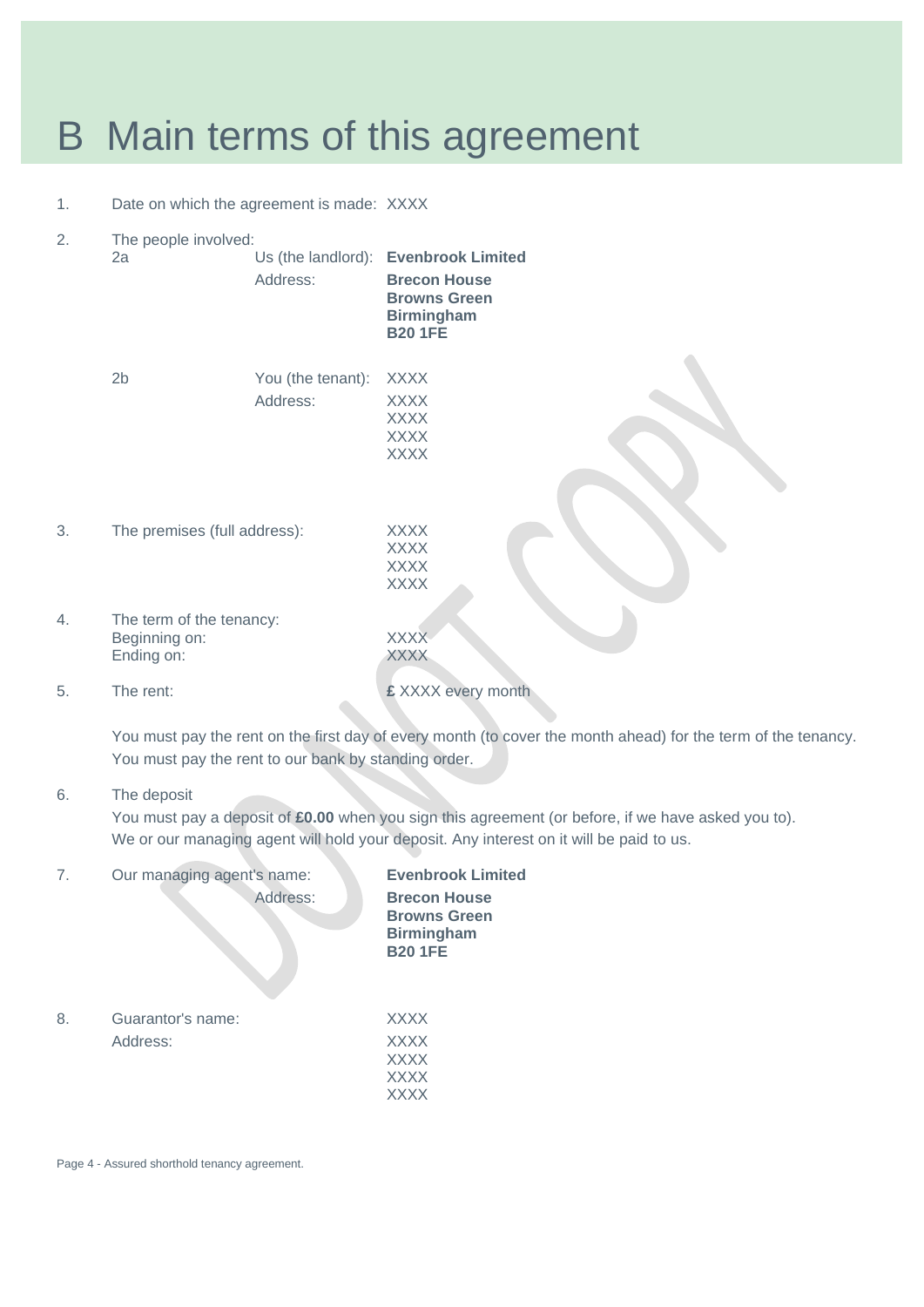# B Main terms of this agreement

1. Date on which the agreement is made: XXXX

2. The people involved:

   2a Us (the landlord): **Evenbrook Limited**

   Address: **Brecon House**
   **Browns Green**
   **Birmingham**
   **B20 1FE**

   2b You (the tenant): XXXX

   Address: XXXX
   XXXX
   XXXX
   XXXX

3. The premises (full address): XXXX
   XXXX
   XXXX
   XXXX

4. The term of the tenancy:
   Beginning on: XXXX
   Ending on: XXXX

5. The rent: **£** XXXX every month

   You must pay the rent on the first day of every month (to cover the month ahead) for the term of the tenancy. You must pay the rent to our bank by standing order.

6. The deposit

   You must pay a deposit of **£0.00** when you sign this agreement (or before, if we have asked you to). We or our managing agent will hold your deposit. Any interest on it will be paid to us.

7. Our managing agent's name: **Evenbrook Limited**

   Address: **Brecon House**
   **Browns Green**
   **Birmingham**
   **B20 1FE**

8. Guarantor's name: XXXX

   Address: XXXX
   XXXX
   XXXX
   XXXX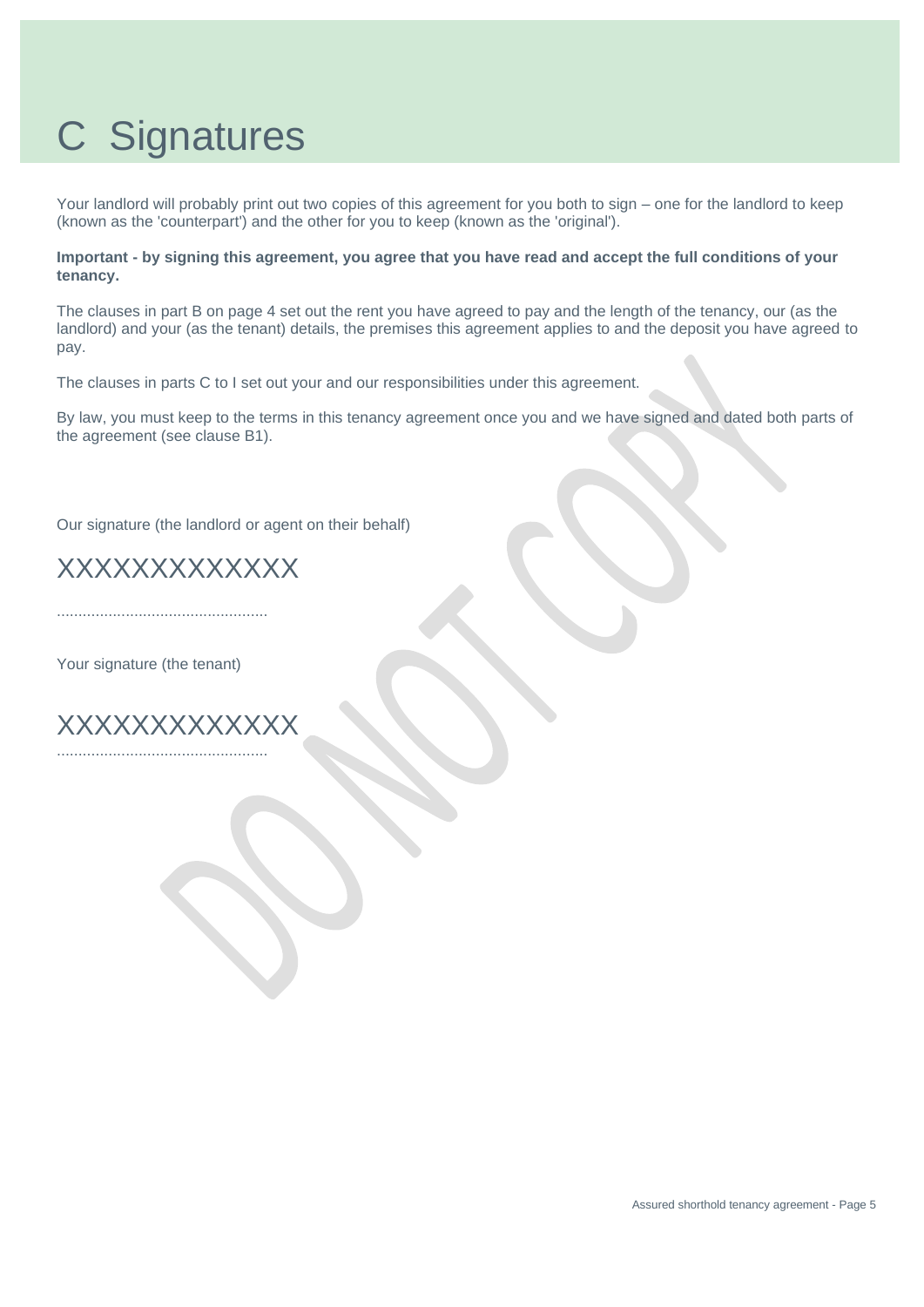# C Signatures

Your landlord will probably print out two copies of this agreement for you both to sign – one for the landlord to keep (known as the 'counterpart') and the other for you to keep (known as the 'original').

**Important - by signing this agreement, you agree that you have read and accept the full conditions of your tenancy.**

The clauses in part B on page 4 set out the rent you have agreed to pay and the length of the tenancy, our (as the landlord) and your (as the tenant) details, the premises this agreement applies to and the deposit you have agreed to pay.

The clauses in parts C to I set out your and our responsibilities under this agreement.

By law, you must keep to the terms in this tenancy agreement once you and we have signed and dated both parts of the agreement (see clause B1).

Our signature (the landlord or agent on their behalf)

XXXXXXXXXXXXX

.................................................

Your signature (the tenant)

XXXXXXXXXXXXX

.................................................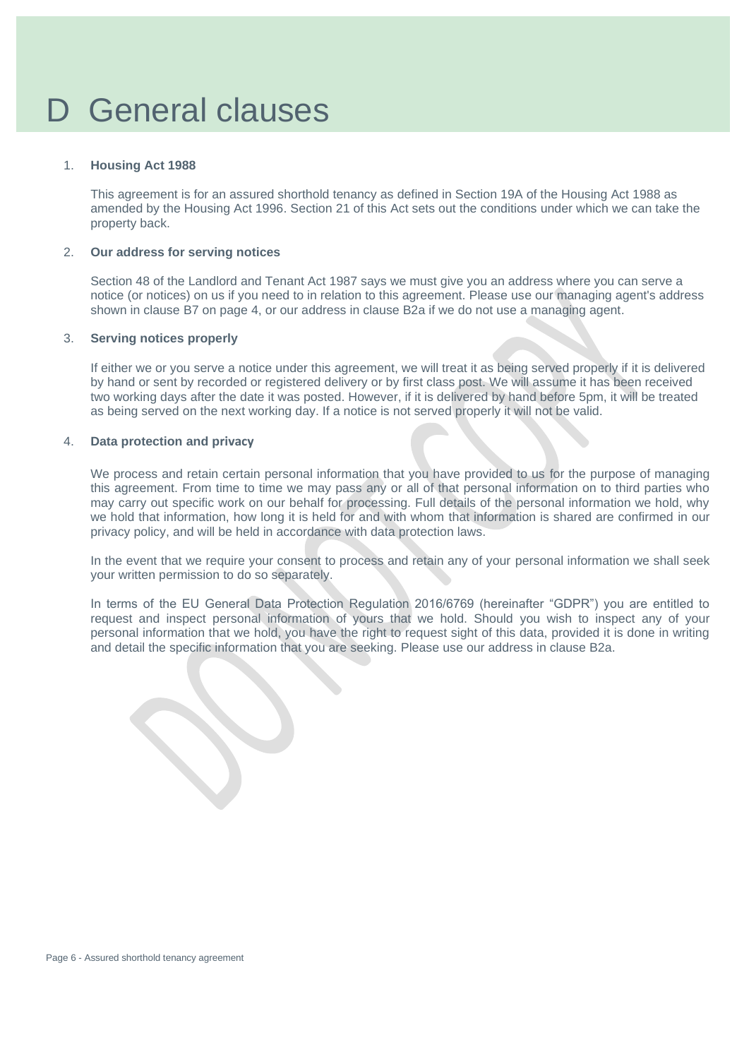# D General clauses

1. **Housing Act 1988**

   This agreement is for an assured shorthold tenancy as defined in Section 19A of the Housing Act 1988 as amended by the Housing Act 1996. Section 21 of this Act sets out the conditions under which we can take the property back.

2. **Our address for serving notices**

   Section 48 of the Landlord and Tenant Act 1987 says we must give you an address where you can serve a notice (or notices) on us if you need to in relation to this agreement. Please use our managing agent's address shown in clause B7 on page 4, or our address in clause B2a if we do not use a managing agent.

3. **Serving notices properly**

   If either we or you serve a notice under this agreement, we will treat it as being served properly if it is delivered by hand or sent by recorded or registered delivery or by first class post. We will assume it has been received two working days after the date it was posted. However, if it is delivered by hand before 5pm, it will be treated as being served on the next working day. If a notice is not served properly it will not be valid.

4. **Data protection and privacy**

   We process and retain certain personal information that you have provided to us for the purpose of managing this agreement. From time to time we may pass any or all of that personal information on to third parties who may carry out specific work on our behalf for processing. Full details of the personal information we hold, why we hold that information, how long it is held for and with whom that information is shared are confirmed in our privacy policy, and will be held in accordance with data protection laws.

   In the event that we require your consent to process and retain any of your personal information we shall seek your written permission to do so separately.

   In terms of the EU General Data Protection Regulation 2016/6769 (hereinafter "GDPR") you are entitled to request and inspect personal information of yours that we hold. Should you wish to inspect any of your personal information that we hold, you have the right to request sight of this data, provided it is done in writing and detail the specific information that you are seeking. Please use our address in clause B2a.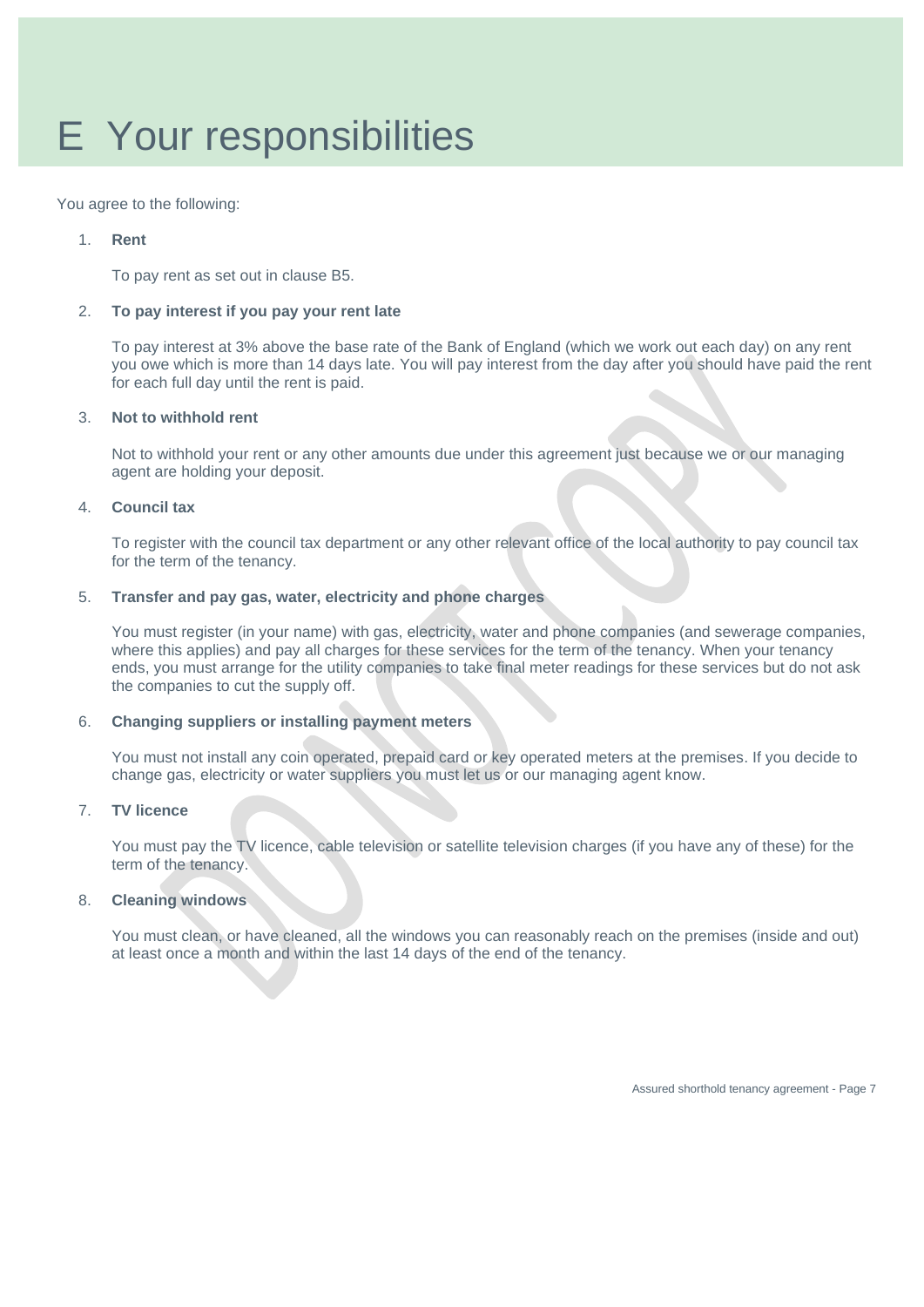# E Your responsibilities

You agree to the following:

1. **Rent**

   To pay rent as set out in clause B5.

2. **To pay interest if you pay your rent late**

   To pay interest at 3% above the base rate of the Bank of England (which we work out each day) on any rent you owe which is more than 14 days late. You will pay interest from the day after you should have paid the rent for each full day until the rent is paid.

3. **Not to withhold rent**

   Not to withhold your rent or any other amounts due under this agreement just because we or our managing agent are holding your deposit.

4. **Council tax**

   To register with the council tax department or any other relevant office of the local authority to pay council tax for the term of the tenancy.

5. **Transfer and pay gas, water, electricity and phone charges**

   You must register (in your name) with gas, electricity, water and phone companies (and sewerage companies, where this applies) and pay all charges for these services for the term of the tenancy. When your tenancy ends, you must arrange for the utility companies to take final meter readings for these services but do not ask the companies to cut the supply off.

6. **Changing suppliers or installing payment meters**

   You must not install any coin operated, prepaid card or key operated meters at the premises. If you decide to change gas, electricity or water suppliers you must let us or our managing agent know.

7. **TV licence**

   You must pay the TV licence, cable television or satellite television charges (if you have any of these) for the term of the tenancy.

8. **Cleaning windows**

   You must clean, or have cleaned, all the windows you can reasonably reach on the premises (inside and out) at least once a month and within the last 14 days of the end of the tenancy.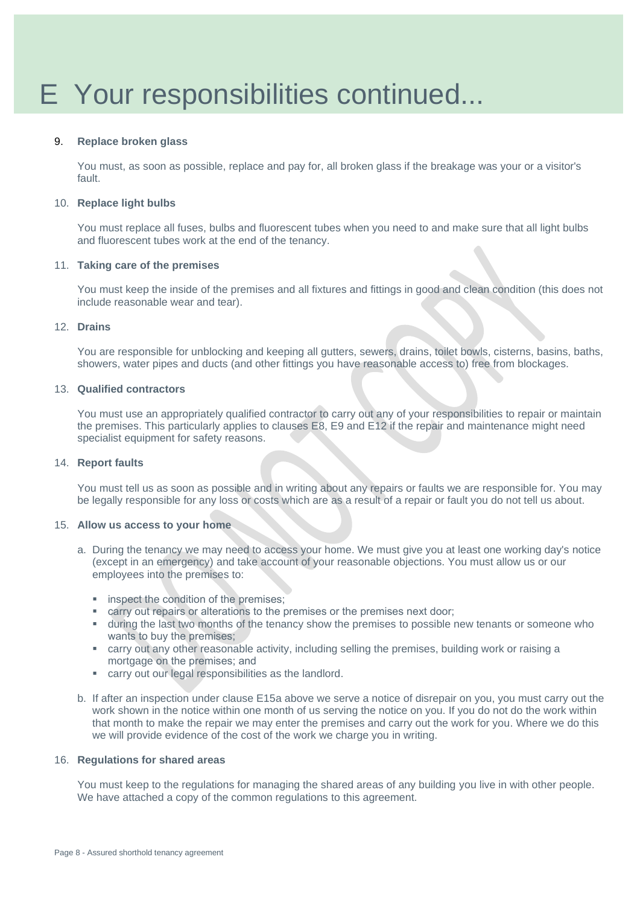# E Your responsibilities continued...

9. **Replace broken glass**

   You must, as soon as possible, replace and pay for, all broken glass if the breakage was your or a visitor's fault.

10. **Replace light bulbs**

    You must replace all fuses, bulbs and fluorescent tubes when you need to and make sure that all light bulbs and fluorescent tubes work at the end of the tenancy.

11. **Taking care of the premises**

    You must keep the inside of the premises and all fixtures and fittings in good and clean condition (this does not include reasonable wear and tear).

12. **Drains**

    You are responsible for unblocking and keeping all gutters, sewers, drains, toilet bowls, cisterns, basins, baths, showers, water pipes and ducts (and other fittings you have reasonable access to) free from blockages.

13. **Qualified contractors**

    You must use an appropriately qualified contractor to carry out any of your responsibilities to repair or maintain the premises. This particularly applies to clauses E8, E9 and E12 if the repair and maintenance might need specialist equipment for safety reasons.

14. **Report faults**

    You must tell us as soon as possible and in writing about any repairs or faults we are responsible for. You may be legally responsible for any loss or costs which are as a result of a repair or fault you do not tell us about.

15. **Allow us access to your home**

    a. During the tenancy we may need to access your home. We must give you at least one working day's notice (except in an emergency) and take account of your reasonable objections. You must allow us or our employees into the premises to:

       - inspect the condition of the premises;
       - carry out repairs or alterations to the premises or the premises next door;
       - during the last two months of the tenancy show the premises to possible new tenants or someone who wants to buy the premises;
       - carry out any other reasonable activity, including selling the premises, building work or raising a mortgage on the premises; and
       - carry out our legal responsibilities as the landlord.

    b. If after an inspection under clause E15a above we serve a notice of disrepair on you, you must carry out the work shown in the notice within one month of us serving the notice on you. If you do not do the work within that month to make the repair we may enter the premises and carry out the work for you. Where we do this we will provide evidence of the cost of the work we charge you in writing.

16. **Regulations for shared areas**

    You must keep to the regulations for managing the shared areas of any building you live in with other people. We have attached a copy of the common regulations to this agreement.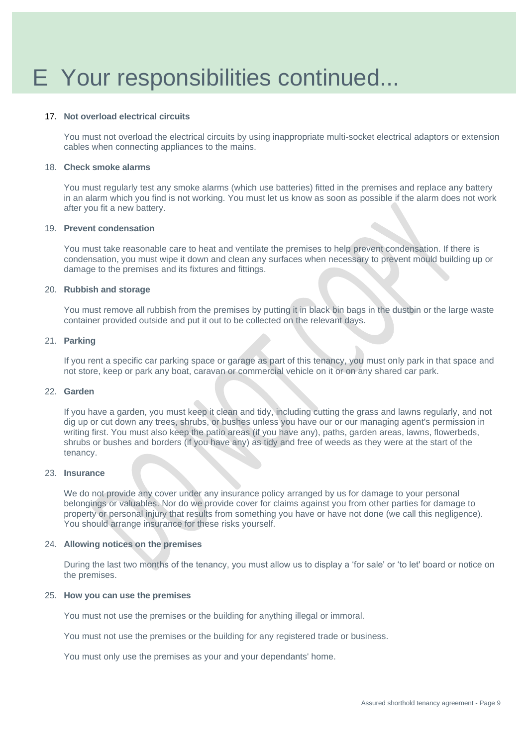# E Your responsibilities continued...

17. **Not overload electrical circuits**

    You must not overload the electrical circuits by using inappropriate multi-socket electrical adaptors or extension cables when connecting appliances to the mains.

18. **Check smoke alarms**

    You must regularly test any smoke alarms (which use batteries) fitted in the premises and replace any battery in an alarm which you find is not working. You must let us know as soon as possible if the alarm does not work after you fit a new battery.

19. **Prevent condensation**

    You must take reasonable care to heat and ventilate the premises to help prevent condensation. If there is condensation, you must wipe it down and clean any surfaces when necessary to prevent mould building up or damage to the premises and its fixtures and fittings.

20. **Rubbish and storage**

    You must remove all rubbish from the premises by putting it in black bin bags in the dustbin or the large waste container provided outside and put it out to be collected on the relevant days.

21. **Parking**

    If you rent a specific car parking space or garage as part of this tenancy, you must only park in that space and not store, keep or park any boat, caravan or commercial vehicle on it or on any shared car park.

22. **Garden**

    If you have a garden, you must keep it clean and tidy, including cutting the grass and lawns regularly, and not dig up or cut down any trees, shrubs, or bushes unless you have our or our managing agent's permission in writing first. You must also keep the patio areas (if you have any), paths, garden areas, lawns, flowerbeds, shrubs or bushes and borders (if you have any) as tidy and free of weeds as they were at the start of the tenancy.

23. **Insurance**

    We do not provide any cover under any insurance policy arranged by us for damage to your personal belongings or valuables. Nor do we provide cover for claims against you from other parties for damage to property or personal injury that results from something you have or have not done (we call this negligence). You should arrange insurance for these risks yourself.

24. **Allowing notices on the premises**

    During the last two months of the tenancy, you must allow us to display a 'for sale' or 'to let' board or notice on the premises.

25. **How you can use the premises**

    You must not use the premises or the building for anything illegal or immoral.

    You must not use the premises or the building for any registered trade or business.

    You must only use the premises as your and your dependants' home.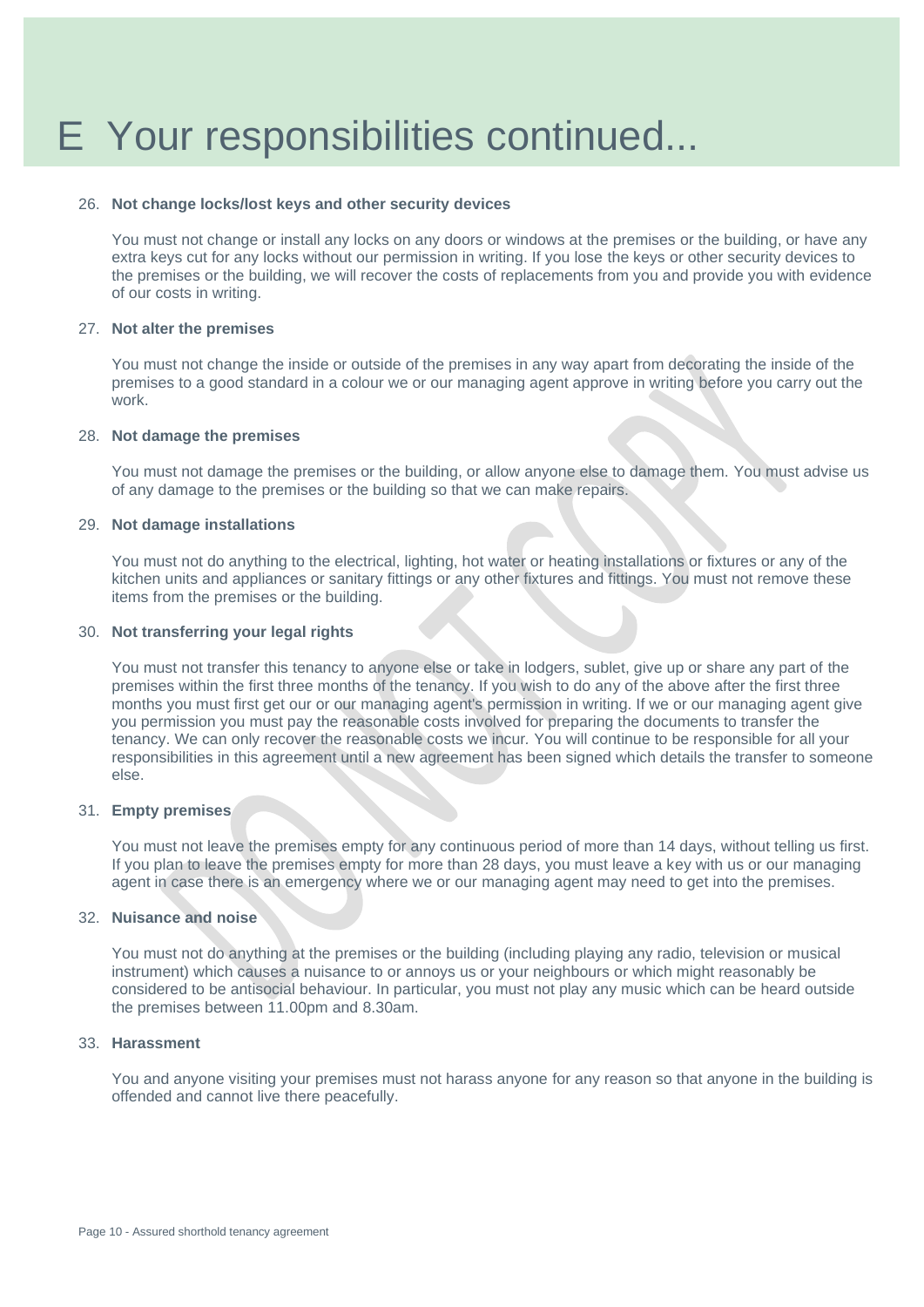# E Your responsibilities continued...

26. **Not change locks/lost keys and other security devices**

    You must not change or install any locks on any doors or windows at the premises or the building, or have any extra keys cut for any locks without our permission in writing. If you lose the keys or other security devices to the premises or the building, we will recover the costs of replacements from you and provide you with evidence of our costs in writing.

27. **Not alter the premises**

    You must not change the inside or outside of the premises in any way apart from decorating the inside of the premises to a good standard in a colour we or our managing agent approve in writing before you carry out the work.

28. **Not damage the premises**

    You must not damage the premises or the building, or allow anyone else to damage them. You must advise us of any damage to the premises or the building so that we can make repairs.

29. **Not damage installations**

    You must not do anything to the electrical, lighting, hot water or heating installations or fixtures or any of the kitchen units and appliances or sanitary fittings or any other fixtures and fittings. You must not remove these items from the premises or the building.

30. **Not transferring your legal rights**

    You must not transfer this tenancy to anyone else or take in lodgers, sublet, give up or share any part of the premises within the first three months of the tenancy. If you wish to do any of the above after the first three months you must first get our or our managing agent's permission in writing. If we or our managing agent give you permission you must pay the reasonable costs involved for preparing the documents to transfer the tenancy. We can only recover the reasonable costs we incur. You will continue to be responsible for all your responsibilities in this agreement until a new agreement has been signed which details the transfer to someone else.

31. **Empty premises**

    You must not leave the premises empty for any continuous period of more than 14 days, without telling us first. If you plan to leave the premises empty for more than 28 days, you must leave a key with us or our managing agent in case there is an emergency where we or our managing agent may need to get into the premises.

32. **Nuisance and noise**

    You must not do anything at the premises or the building (including playing any radio, television or musical instrument) which causes a nuisance to or annoys us or your neighbours or which might reasonably be considered to be antisocial behaviour. In particular, you must not play any music which can be heard outside the premises between 11.00pm and 8.30am.

33. **Harassment**

    You and anyone visiting your premises must not harass anyone for any reason so that anyone in the building is offended and cannot live there peacefully.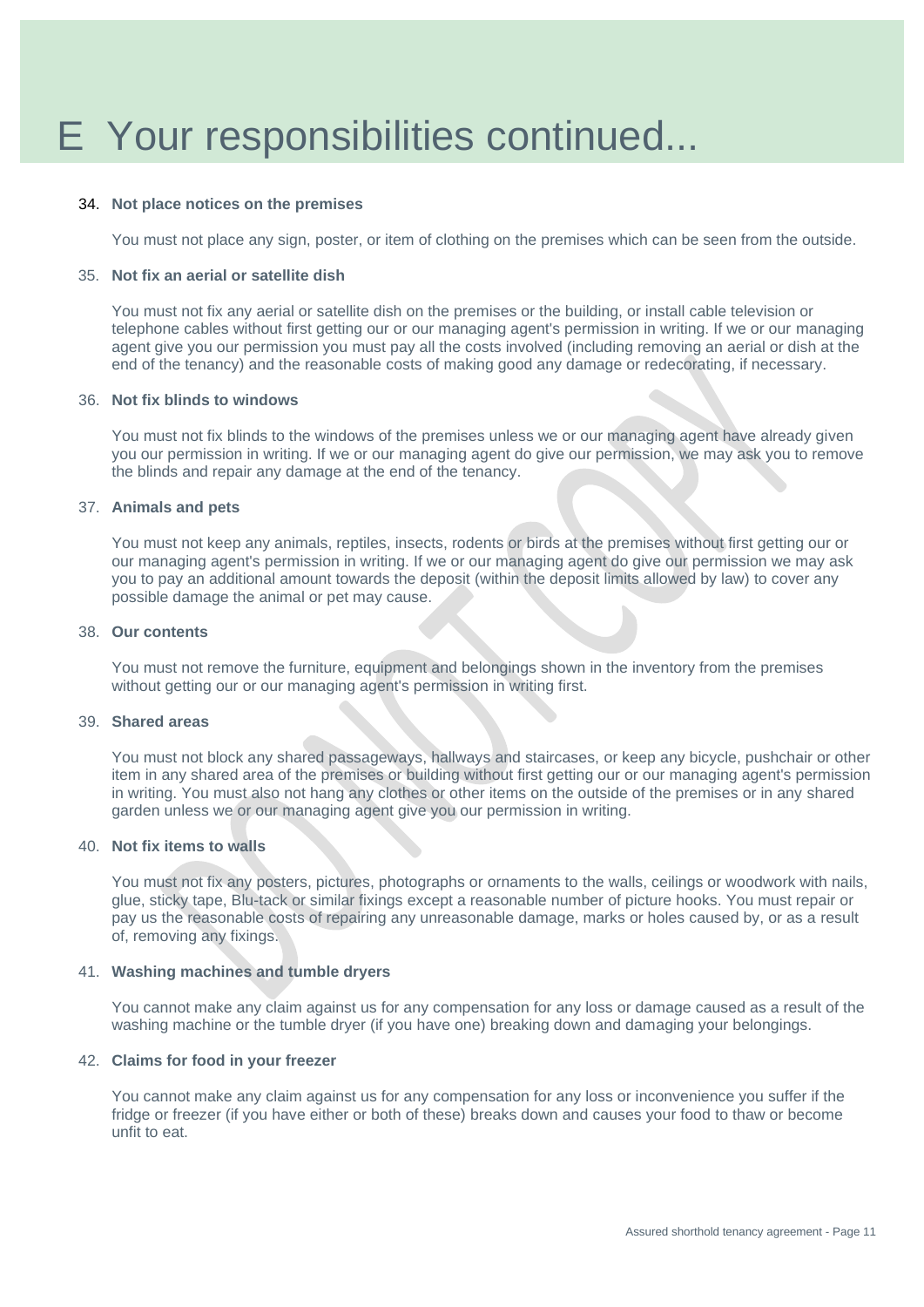# E Your responsibilities continued...

34. **Not place notices on the premises**

    You must not place any sign, poster, or item of clothing on the premises which can be seen from the outside.

35. **Not fix an aerial or satellite dish**

    You must not fix any aerial or satellite dish on the premises or the building, or install cable television or telephone cables without first getting our or our managing agent's permission in writing. If we or our managing agent give you our permission you must pay all the costs involved (including removing an aerial or dish at the end of the tenancy) and the reasonable costs of making good any damage or redecorating, if necessary.

36. **Not fix blinds to windows**

    You must not fix blinds to the windows of the premises unless we or our managing agent have already given you our permission in writing. If we or our managing agent do give our permission, we may ask you to remove the blinds and repair any damage at the end of the tenancy.

37. **Animals and pets**

    You must not keep any animals, reptiles, insects, rodents or birds at the premises without first getting our or our managing agent's permission in writing. If we or our managing agent do give our permission we may ask you to pay an additional amount towards the deposit (within the deposit limits allowed by law) to cover any possible damage the animal or pet may cause.

38. **Our contents**

    You must not remove the furniture, equipment and belongings shown in the inventory from the premises without getting our or our managing agent's permission in writing first.

39. **Shared areas**

    You must not block any shared passageways, hallways and staircases, or keep any bicycle, pushchair or other item in any shared area of the premises or building without first getting our or our managing agent's permission in writing. You must also not hang any clothes or other items on the outside of the premises or in any shared garden unless we or our managing agent give you our permission in writing.

40. **Not fix items to walls**

    You must not fix any posters, pictures, photographs or ornaments to the walls, ceilings or woodwork with nails, glue, sticky tape, Blu-tack or similar fixings except a reasonable number of picture hooks. You must repair or pay us the reasonable costs of repairing any unreasonable damage, marks or holes caused by, or as a result of, removing any fixings.

41. **Washing machines and tumble dryers**

    You cannot make any claim against us for any compensation for any loss or damage caused as a result of the washing machine or the tumble dryer (if you have one) breaking down and damaging your belongings.

42. **Claims for food in your freezer**

    You cannot make any claim against us for any compensation for any loss or inconvenience you suffer if the fridge or freezer (if you have either or both of these) breaks down and causes your food to thaw or become unfit to eat.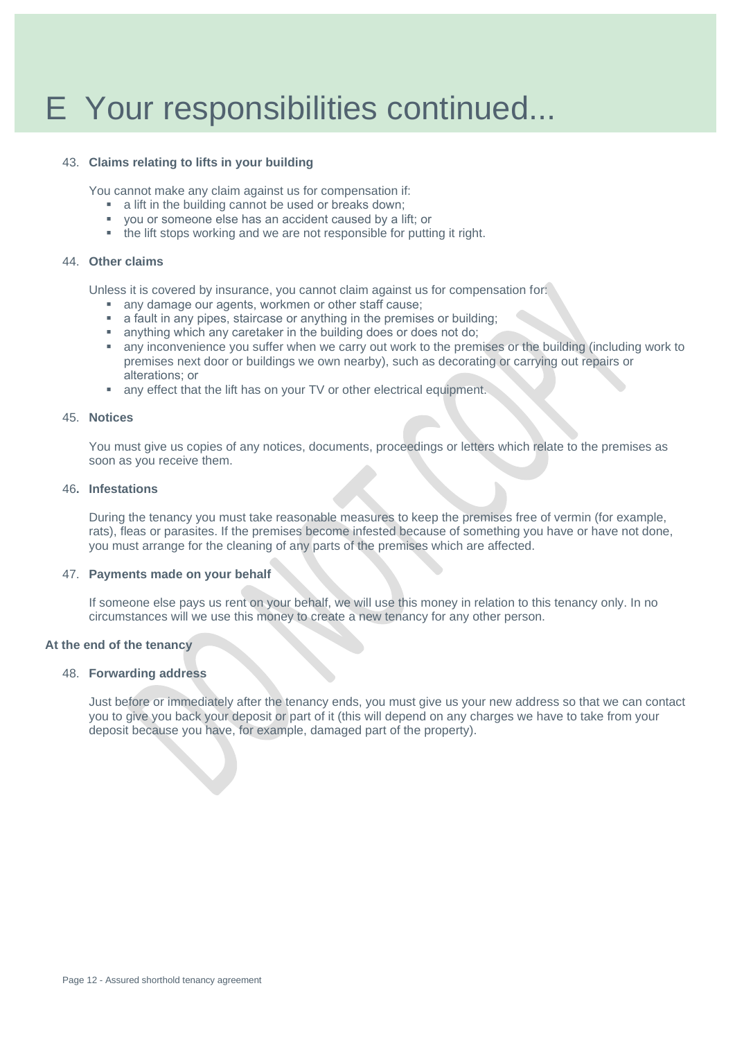# E Your responsibilities continued...

43. **Claims relating to lifts in your building**

    You cannot make any claim against us for compensation if:
    - a lift in the building cannot be used or breaks down;
    - you or someone else has an accident caused by a lift; or
    - the lift stops working and we are not responsible for putting it right.

44. **Other claims**

    Unless it is covered by insurance, you cannot claim against us for compensation for:
    - any damage our agents, workmen or other staff cause;
    - a fault in any pipes, staircase or anything in the premises or building;
    - anything which any caretaker in the building does or does not do;
    - any inconvenience you suffer when we carry out work to the premises or the building (including work to premises next door or buildings we own nearby), such as decorating or carrying out repairs or alterations; or
    - any effect that the lift has on your TV or other electrical equipment.

45. **Notices**

    You must give us copies of any notices, documents, proceedings or letters which relate to the premises as soon as you receive them.

46. **Infestations**

    During the tenancy you must take reasonable measures to keep the premises free of vermin (for example, rats), fleas or parasites. If the premises become infested because of something you have or have not done, you must arrange for the cleaning of any parts of the premises which are affected.

47. **Payments made on your behalf**

    If someone else pays us rent on your behalf, we will use this money in relation to this tenancy only. In no circumstances will we use this money to create a new tenancy for any other person.

**At the end of the tenancy**

48. **Forwarding address**

    Just before or immediately after the tenancy ends, you must give us your new address so that we can contact you to give you back your deposit or part of it (this will depend on any charges we have to take from your deposit because you have, for example, damaged part of the property).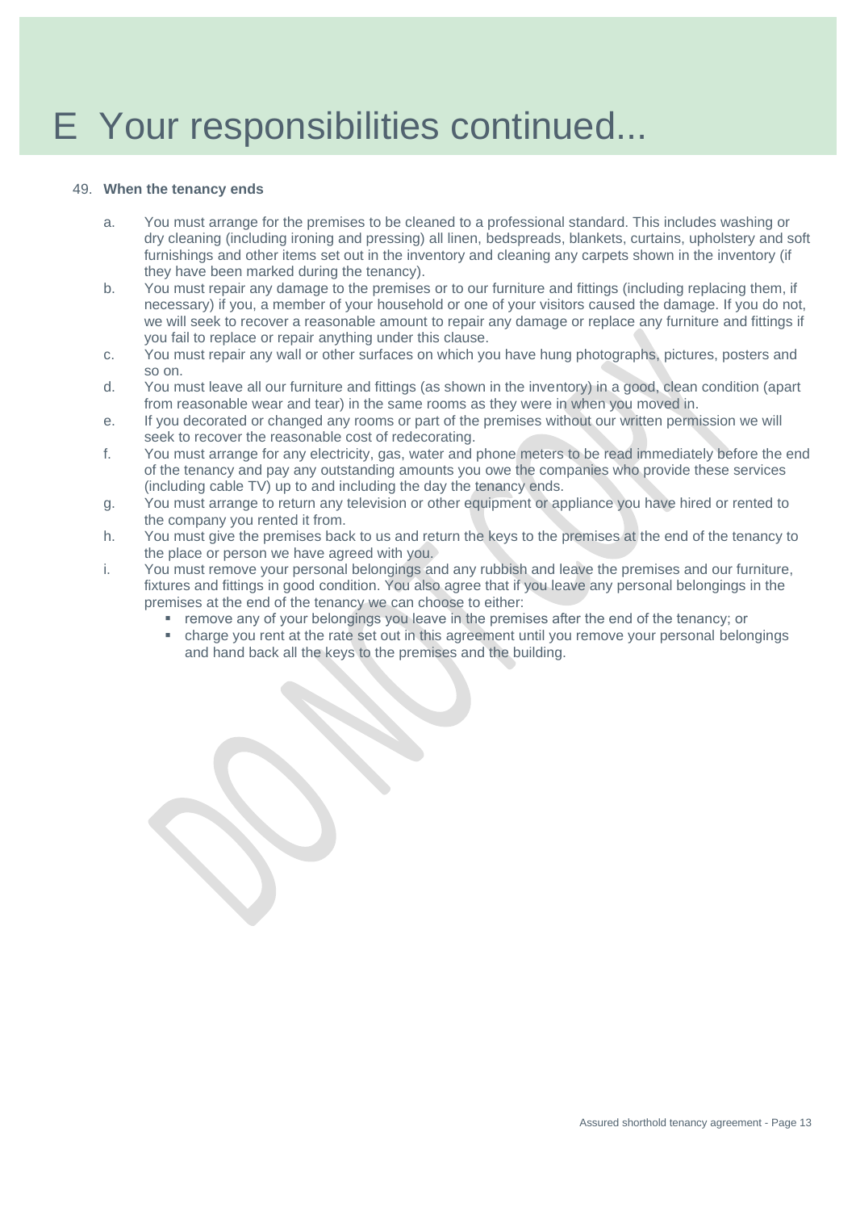# E Your responsibilities continued...

49. **When the tenancy ends**

   a. You must arrange for the premises to be cleaned to a professional standard. This includes washing or dry cleaning (including ironing and pressing) all linen, bedspreads, blankets, curtains, upholstery and soft furnishings and other items set out in the inventory and cleaning any carpets shown in the inventory (if they have been marked during the tenancy).

   b. You must repair any damage to the premises or to our furniture and fittings (including replacing them, if necessary) if you, a member of your household or one of your visitors caused the damage. If you do not, we will seek to recover a reasonable amount to repair any damage or replace any furniture and fittings if you fail to replace or repair anything under this clause.

   c. You must repair any wall or other surfaces on which you have hung photographs, pictures, posters and so on.

   d. You must leave all our furniture and fittings (as shown in the inventory) in a good, clean condition (apart from reasonable wear and tear) in the same rooms as they were in when you moved in.

   e. If you decorated or changed any rooms or part of the premises without our written permission we will seek to recover the reasonable cost of redecorating.

   f. You must arrange for any electricity, gas, water and phone meters to be read immediately before the end of the tenancy and pay any outstanding amounts you owe the companies who provide these services (including cable TV) up to and including the day the tenancy ends.

   g. You must arrange to return any television or other equipment or appliance you have hired or rented to the company you rented it from.

   h. You must give the premises back to us and return the keys to the premises at the end of the tenancy to the place or person we have agreed with you.

   i. You must remove your personal belongings and any rubbish and leave the premises and our furniture, fixtures and fittings in good condition. You also agree that if you leave any personal belongings in the premises at the end of the tenancy we can choose to either:
      - remove any of your belongings you leave in the premises after the end of the tenancy; or
      - charge you rent at the rate set out in this agreement until you remove your personal belongings and hand back all the keys to the premises and the building.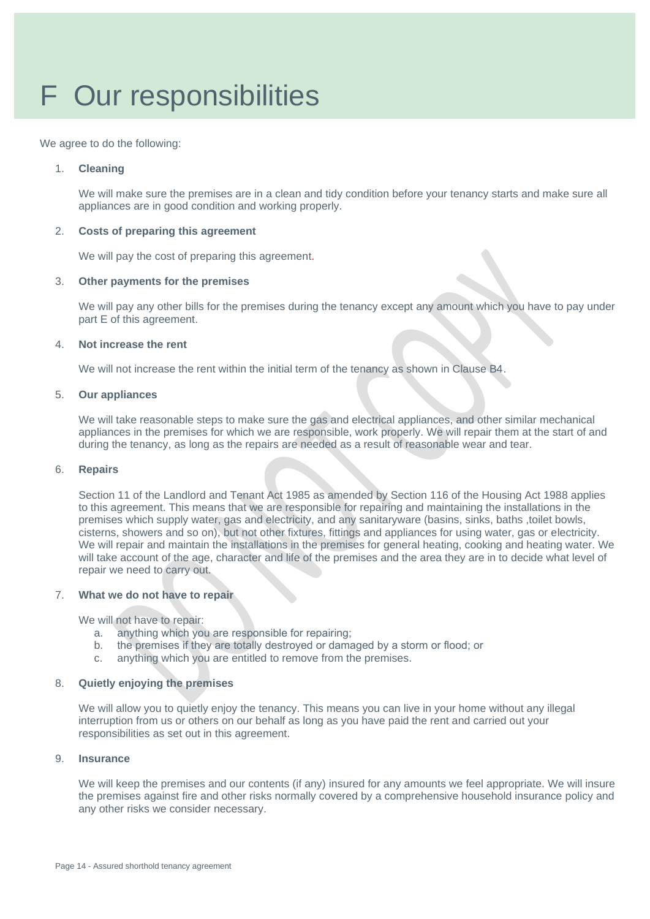# F Our responsibilities

We agree to do the following:

1. **Cleaning**

   We will make sure the premises are in a clean and tidy condition before your tenancy starts and make sure all appliances are in good condition and working properly.

2. **Costs of preparing this agreement**

   We will pay the cost of preparing this agreement.

3. **Other payments for the premises**

   We will pay any other bills for the premises during the tenancy except any amount which you have to pay under part E of this agreement.

4. **Not increase the rent**

   We will not increase the rent within the initial term of the tenancy as shown in Clause B4.

5. **Our appliances**

   We will take reasonable steps to make sure the gas and electrical appliances, and other similar mechanical appliances in the premises for which we are responsible, work properly. We will repair them at the start of and during the tenancy, as long as the repairs are needed as a result of reasonable wear and tear.

6. **Repairs**

   Section 11 of the Landlord and Tenant Act 1985 as amended by Section 116 of the Housing Act 1988 applies to this agreement. This means that we are responsible for repairing and maintaining the installations in the premises which supply water, gas and electricity, and any sanitaryware (basins, sinks, baths ,toilet bowls, cisterns, showers and so on), but not other fixtures, fittings and appliances for using water, gas or electricity. We will repair and maintain the installations in the premises for general heating, cooking and heating water. We will take account of the age, character and life of the premises and the area they are in to decide what level of repair we need to carry out.

7. **What we do not have to repair**

   We will not have to repair:
   a. anything which you are responsible for repairing;
   b. the premises if they are totally destroyed or damaged by a storm or flood; or
   c. anything which you are entitled to remove from the premises.

8. **Quietly enjoying the premises**

   We will allow you to quietly enjoy the tenancy. This means you can live in your home without any illegal interruption from us or others on our behalf as long as you have paid the rent and carried out your responsibilities as set out in this agreement.

9. **Insurance**

   We will keep the premises and our contents (if any) insured for any amounts we feel appropriate. We will insure the premises against fire and other risks normally covered by a comprehensive household insurance policy and any other risks we consider necessary.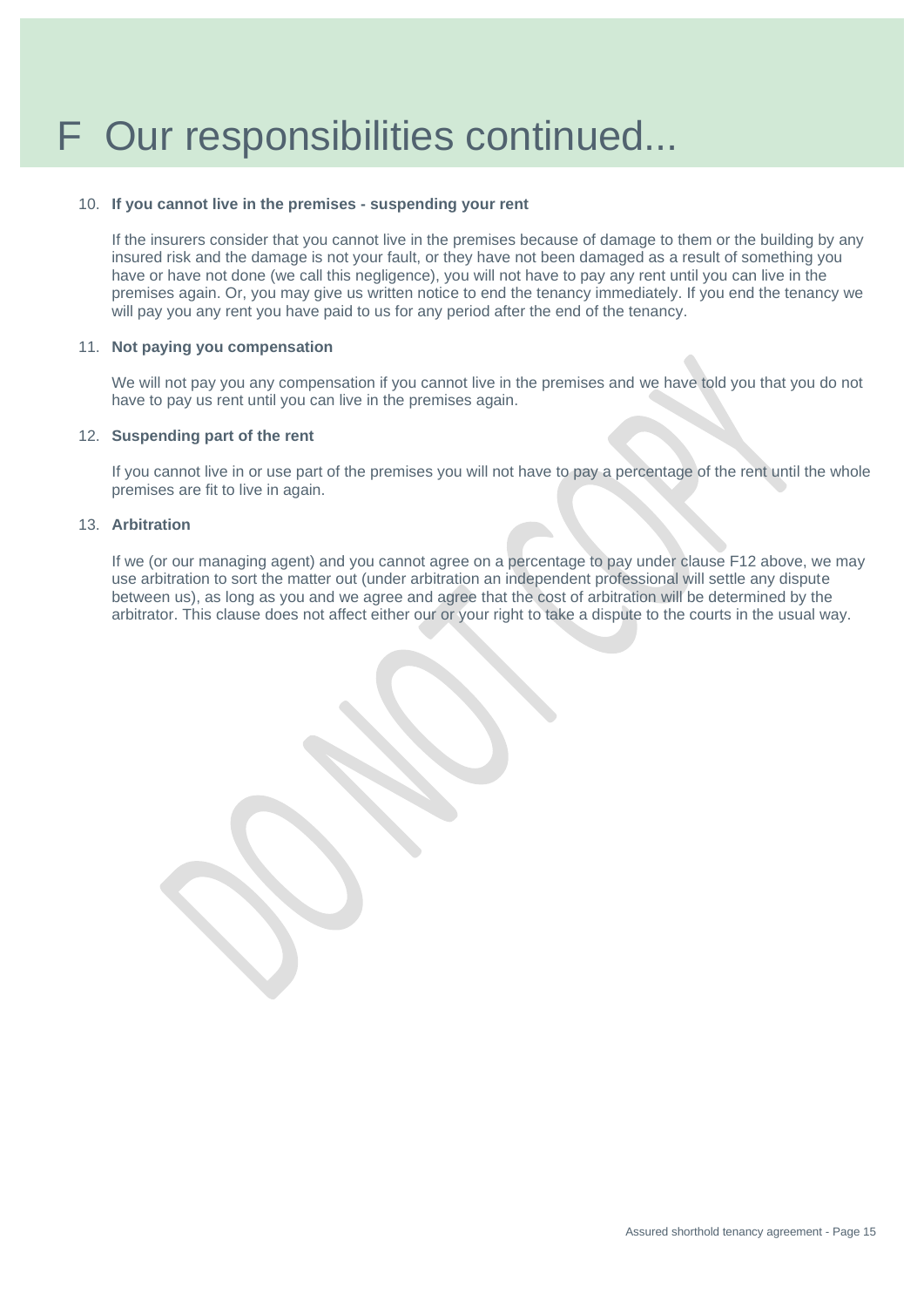# F Our responsibilities continued...

10. **If you cannot live in the premises - suspending your rent**

    If the insurers consider that you cannot live in the premises because of damage to them or the building by any insured risk and the damage is not your fault, or they have not been damaged as a result of something you have or have not done (we call this negligence), you will not have to pay any rent until you can live in the premises again. Or, you may give us written notice to end the tenancy immediately. If you end the tenancy we will pay you any rent you have paid to us for any period after the end of the tenancy.

11. **Not paying you compensation**

    We will not pay you any compensation if you cannot live in the premises and we have told you that you do not have to pay us rent until you can live in the premises again.

12. **Suspending part of the rent**

    If you cannot live in or use part of the premises you will not have to pay a percentage of the rent until the whole premises are fit to live in again.

13. **Arbitration**

    If we (or our managing agent) and you cannot agree on a percentage to pay under clause F12 above, we may use arbitration to sort the matter out (under arbitration an independent professional will settle any dispute between us), as long as you and we agree and agree that the cost of arbitration will be determined by the arbitrator. This clause does not affect either our or your right to take a dispute to the courts in the usual way.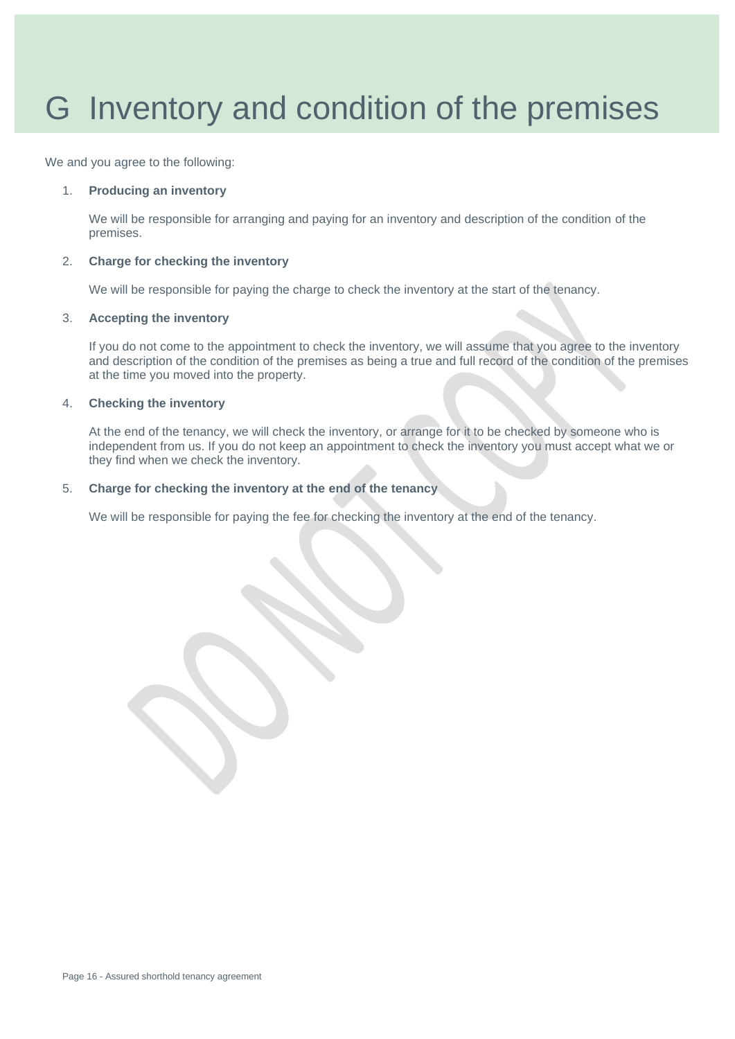# G Inventory and condition of the premises

We and you agree to the following:

1. **Producing an inventory**

   We will be responsible for arranging and paying for an inventory and description of the condition of the premises.

2. **Charge for checking the inventory**

   We will be responsible for paying the charge to check the inventory at the start of the tenancy.

3. **Accepting the inventory**

   If you do not come to the appointment to check the inventory, we will assume that you agree to the inventory and description of the condition of the premises as being a true and full record of the condition of the premises at the time you moved into the property.

4. **Checking the inventory**

   At the end of the tenancy, we will check the inventory, or arrange for it to be checked by someone who is independent from us. If you do not keep an appointment to check the inventory you must accept what we or they find when we check the inventory.

5. **Charge for checking the inventory at the end of the tenancy**

   We will be responsible for paying the fee for checking the inventory at the end of the tenancy.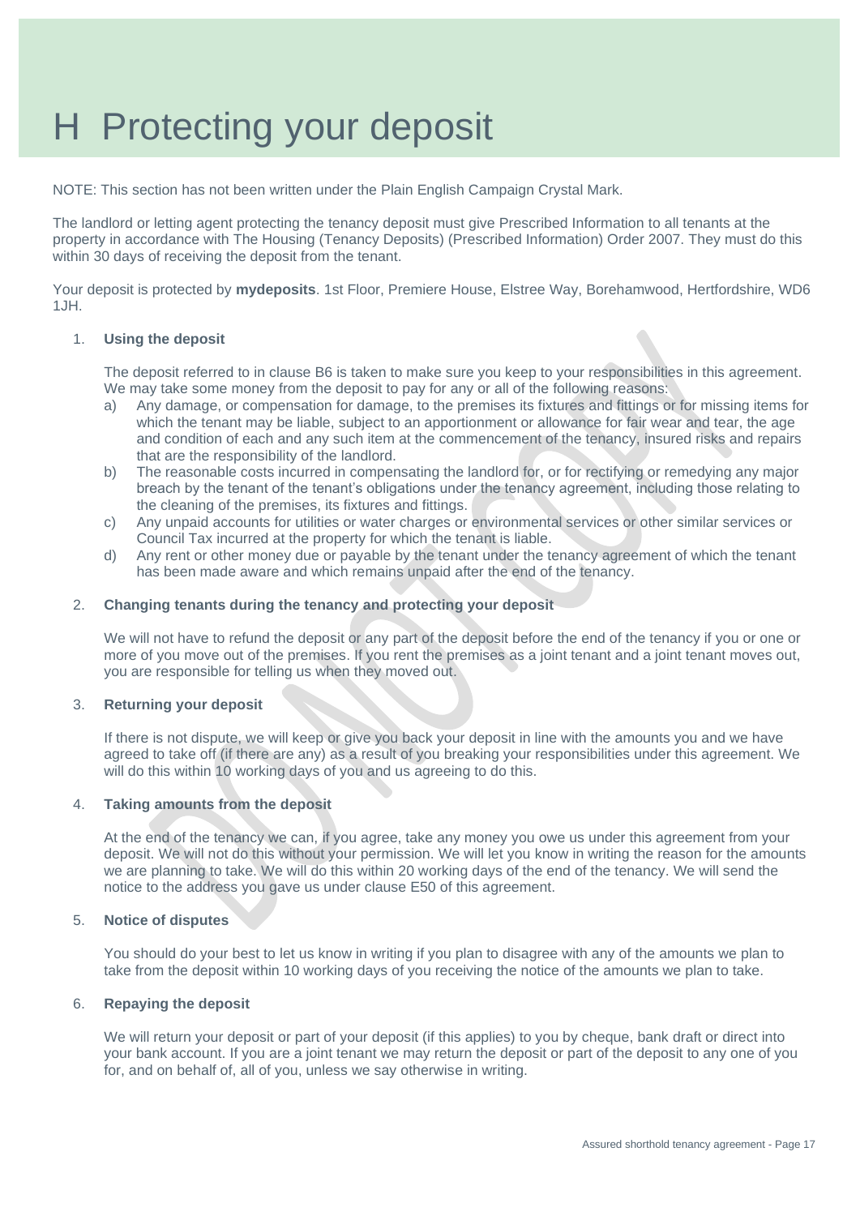# H Protecting your deposit

NOTE: This section has not been written under the Plain English Campaign Crystal Mark.

The landlord or letting agent protecting the tenancy deposit must give Prescribed Information to all tenants at the property in accordance with The Housing (Tenancy Deposits) (Prescribed Information) Order 2007. They must do this within 30 days of receiving the deposit from the tenant.

Your deposit is protected by **mydeposits**. 1st Floor, Premiere House, Elstree Way, Borehamwood, Hertfordshire, WD6 1JH.

1. **Using the deposit**

   The deposit referred to in clause B6 is taken to make sure you keep to your responsibilities in this agreement. We may take some money from the deposit to pay for any or all of the following reasons:

   a) Any damage, or compensation for damage, to the premises its fixtures and fittings or for missing items for which the tenant may be liable, subject to an apportionment or allowance for fair wear and tear, the age and condition of each and any such item at the commencement of the tenancy, insured risks and repairs that are the responsibility of the landlord.

   b) The reasonable costs incurred in compensating the landlord for, or for rectifying or remedying any major breach by the tenant of the tenant's obligations under the tenancy agreement, including those relating to the cleaning of the premises, its fixtures and fittings.

   c) Any unpaid accounts for utilities or water charges or environmental services or other similar services or Council Tax incurred at the property for which the tenant is liable.

   d) Any rent or other money due or payable by the tenant under the tenancy agreement of which the tenant has been made aware and which remains unpaid after the end of the tenancy.

2. **Changing tenants during the tenancy and protecting your deposit**

   We will not have to refund the deposit or any part of the deposit before the end of the tenancy if you or one or more of you move out of the premises. If you rent the premises as a joint tenant and a joint tenant moves out, you are responsible for telling us when they moved out.

3. **Returning your deposit**

   If there is not dispute, we will keep or give you back your deposit in line with the amounts you and we have agreed to take off (if there are any) as a result of you breaking your responsibilities under this agreement. We will do this within 10 working days of you and us agreeing to do this.

4. **Taking amounts from the deposit**

   At the end of the tenancy we can, if you agree, take any money you owe us under this agreement from your deposit. We will not do this without your permission. We will let you know in writing the reason for the amounts we are planning to take. We will do this within 20 working days of the end of the tenancy. We will send the notice to the address you gave us under clause E50 of this agreement.

5. **Notice of disputes**

   You should do your best to let us know in writing if you plan to disagree with any of the amounts we plan to take from the deposit within 10 working days of you receiving the notice of the amounts we plan to take.

6. **Repaying the deposit**

   We will return your deposit or part of your deposit (if this applies) to you by cheque, bank draft or direct into your bank account. If you are a joint tenant we may return the deposit or part of the deposit to any one of you for, and on behalf of, all of you, unless we say otherwise in writing.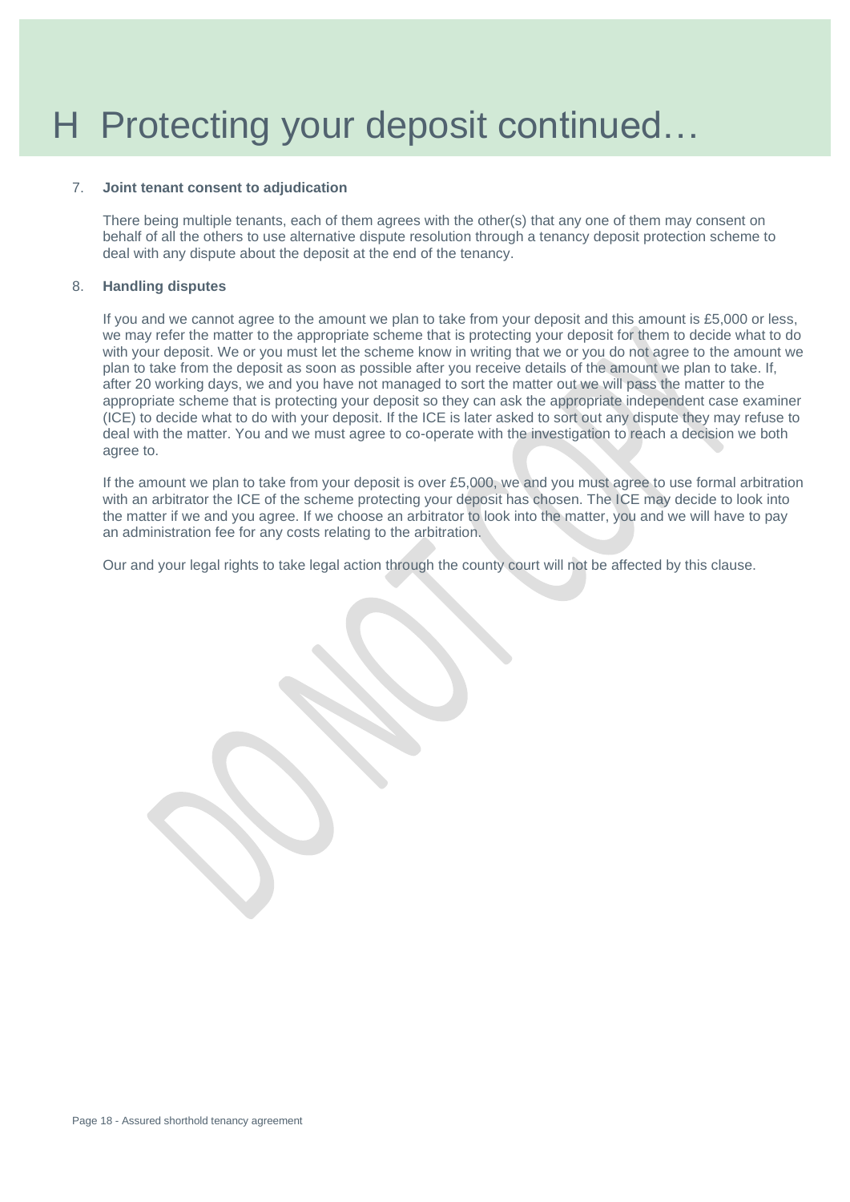# H Protecting your deposit continued…

7. **Joint tenant consent to adjudication**

   There being multiple tenants, each of them agrees with the other(s) that any one of them may consent on behalf of all the others to use alternative dispute resolution through a tenancy deposit protection scheme to deal with any dispute about the deposit at the end of the tenancy.

8. **Handling disputes**

   If you and we cannot agree to the amount we plan to take from your deposit and this amount is £5,000 or less, we may refer the matter to the appropriate scheme that is protecting your deposit for them to decide what to do with your deposit. We or you must let the scheme know in writing that we or you do not agree to the amount we plan to take from the deposit as soon as possible after you receive details of the amount we plan to take. If, after 20 working days, we and you have not managed to sort the matter out we will pass the matter to the appropriate scheme that is protecting your deposit so they can ask the appropriate independent case examiner (ICE) to decide what to do with your deposit. If the ICE is later asked to sort out any dispute they may refuse to deal with the matter. You and we must agree to co-operate with the investigation to reach a decision we both agree to.

   If the amount we plan to take from your deposit is over £5,000, we and you must agree to use formal arbitration with an arbitrator the ICE of the scheme protecting your deposit has chosen. The ICE may decide to look into the matter if we and you agree. If we choose an arbitrator to look into the matter, you and we will have to pay an administration fee for any costs relating to the arbitration.

   Our and your legal rights to take legal action through the county court will not be affected by this clause.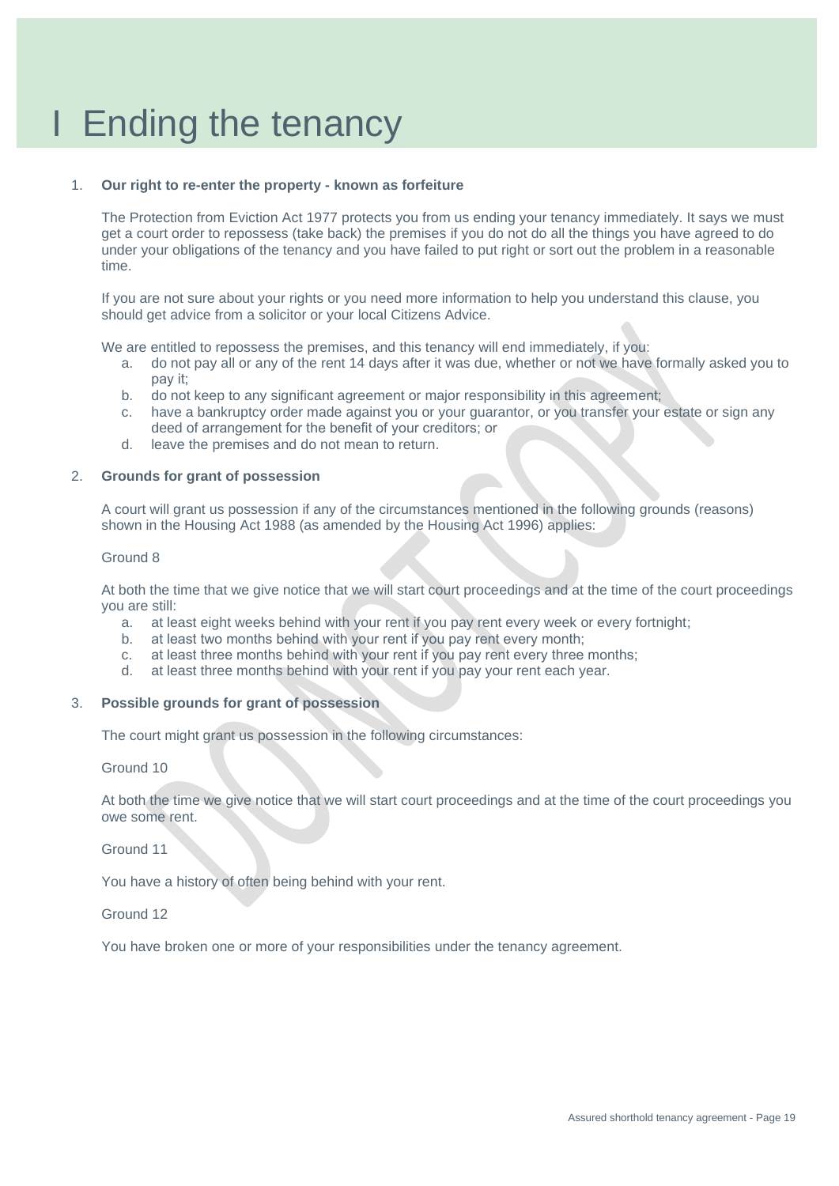# I Ending the tenancy

1. **Our right to re-enter the property - known as forfeiture**

   The Protection from Eviction Act 1977 protects you from us ending your tenancy immediately. It says we must get a court order to repossess (take back) the premises if you do not do all the things you have agreed to do under your obligations of the tenancy and you have failed to put right or sort out the problem in a reasonable time.

   If you are not sure about your rights or you need more information to help you understand this clause, you should get advice from a solicitor or your local Citizens Advice.

   We are entitled to repossess the premises, and this tenancy will end immediately, if you:

   a. do not pay all or any of the rent 14 days after it was due, whether or not we have formally asked you to pay it;
   b. do not keep to any significant agreement or major responsibility in this agreement;
   c. have a bankruptcy order made against you or your guarantor, or you transfer your estate or sign any deed of arrangement for the benefit of your creditors; or
   d. leave the premises and do not mean to return.

2. **Grounds for grant of possession**

   A court will grant us possession if any of the circumstances mentioned in the following grounds (reasons) shown in the Housing Act 1988 (as amended by the Housing Act 1996) applies:

   Ground 8

   At both the time that we give notice that we will start court proceedings and at the time of the court proceedings you are still:

   a. at least eight weeks behind with your rent if you pay rent every week or every fortnight;
   b. at least two months behind with your rent if you pay rent every month;
   c. at least three months behind with your rent if you pay rent every three months;
   d. at least three months behind with your rent if you pay your rent each year.

3. **Possible grounds for grant of possession**

   The court might grant us possession in the following circumstances:

   Ground 10

   At both the time we give notice that we will start court proceedings and at the time of the court proceedings you owe some rent.

   Ground 11

   You have a history of often being behind with your rent.

   Ground 12

   You have broken one or more of your responsibilities under the tenancy agreement.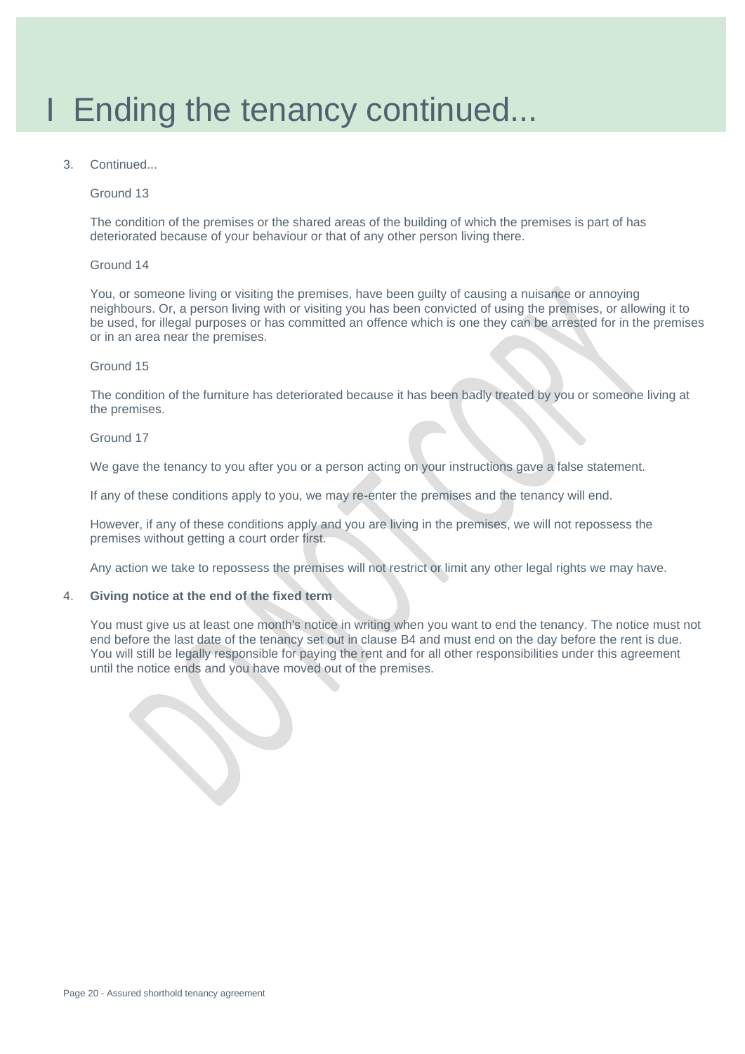# I Ending the tenancy continued...

3. Continued...

   Ground 13

   The condition of the premises or the shared areas of the building of which the premises is part of has deteriorated because of your behaviour or that of any other person living there.

   Ground 14

   You, or someone living or visiting the premises, have been guilty of causing a nuisance or annoying neighbours. Or, a person living with or visiting you has been convicted of using the premises, or allowing it to be used, for illegal purposes or has committed an offence which is one they can be arrested for in the premises or in an area near the premises.

   Ground 15

   The condition of the furniture has deteriorated because it has been badly treated by you or someone living at the premises.

   Ground 17

   We gave the tenancy to you after you or a person acting on your instructions gave a false statement.

   If any of these conditions apply to you, we may re-enter the premises and the tenancy will end.

   However, if any of these conditions apply and you are living in the premises, we will not repossess the premises without getting a court order first.

   Any action we take to repossess the premises will not restrict or limit any other legal rights we may have.

4. **Giving notice at the end of the fixed term**

   You must give us at least one month's notice in writing when you want to end the tenancy. The notice must not end before the last date of the tenancy set out in clause B4 and must end on the day before the rent is due. You will still be legally responsible for paying the rent and for all other responsibilities under this agreement until the notice ends and you have moved out of the premises.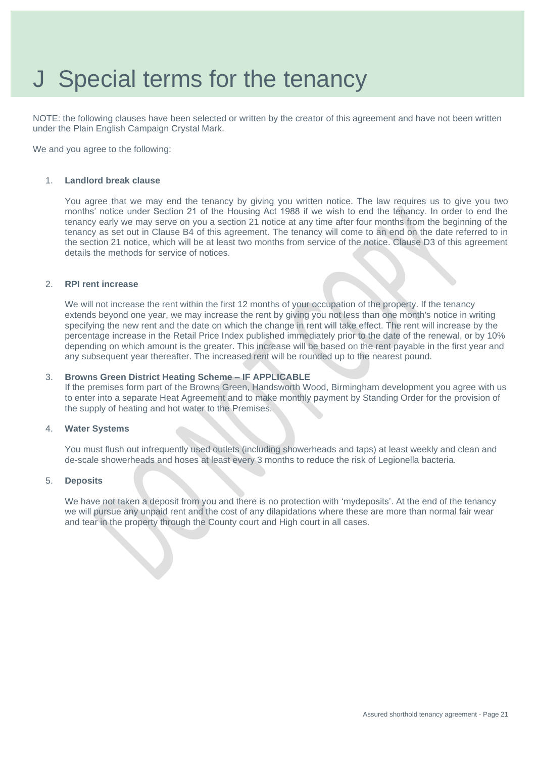# J Special terms for the tenancy

NOTE: the following clauses have been selected or written by the creator of this agreement and have not been written under the Plain English Campaign Crystal Mark.

We and you agree to the following:

1. **Landlord break clause**

   You agree that we may end the tenancy by giving you written notice. The law requires us to give you two months' notice under Section 21 of the Housing Act 1988 if we wish to end the tenancy. In order to end the tenancy early we may serve on you a section 21 notice at any time after four months from the beginning of the tenancy as set out in Clause B4 of this agreement. The tenancy will come to an end on the date referred to in the section 21 notice, which will be at least two months from service of the notice. Clause D3 of this agreement details the methods for service of notices.

2. **RPI rent increase**

   We will not increase the rent within the first 12 months of your occupation of the property. If the tenancy extends beyond one year, we may increase the rent by giving you not less than one month's notice in writing specifying the new rent and the date on which the change in rent will take effect. The rent will increase by the percentage increase in the Retail Price Index published immediately prior to the date of the renewal, or by 10% depending on which amount is the greater. This increase will be based on the rent payable in the first year and any subsequent year thereafter. The increased rent will be rounded up to the nearest pound.

3. **Browns Green District Heating Scheme – IF APPLICABLE**

   If the premises form part of the Browns Green, Handsworth Wood, Birmingham development you agree with us to enter into a separate Heat Agreement and to make monthly payment by Standing Order for the provision of the supply of heating and hot water to the Premises.

4. **Water Systems**

   You must flush out infrequently used outlets (including showerheads and taps) at least weekly and clean and de-scale showerheads and hoses at least every 3 months to reduce the risk of Legionella bacteria.

5. **Deposits**

   We have not taken a deposit from you and there is no protection with 'mydeposits'. At the end of the tenancy we will pursue any unpaid rent and the cost of any dilapidations where these are more than normal fair wear and tear in the property through the County court and High court in all cases.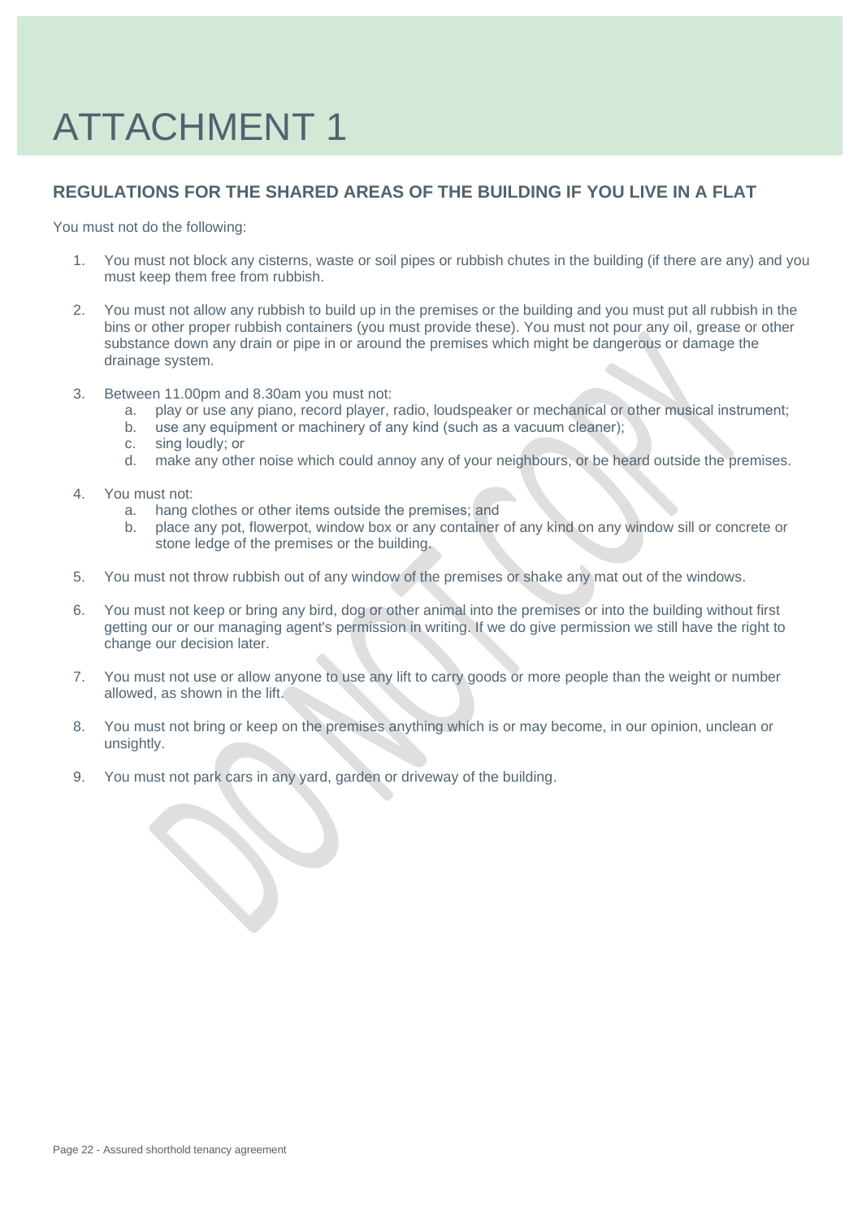# ATTACHMENT 1

## REGULATIONS FOR THE SHARED AREAS OF THE BUILDING IF YOU LIVE IN A FLAT

You must not do the following:

1. You must not block any cisterns, waste or soil pipes or rubbish chutes in the building (if there are any) and you must keep them free from rubbish.

2. You must not allow any rubbish to build up in the premises or the building and you must put all rubbish in the bins or other proper rubbish containers (you must provide these). You must not pour any oil, grease or other substance down any drain or pipe in or around the premises which might be dangerous or damage the drainage system.

3. Between 11.00pm and 8.30am you must not:
   a. play or use any piano, record player, radio, loudspeaker or mechanical or other musical instrument;
   b. use any equipment or machinery of any kind (such as a vacuum cleaner);
   c. sing loudly; or
   d. make any other noise which could annoy any of your neighbours, or be heard outside the premises.

4. You must not:
   a. hang clothes or other items outside the premises; and
   b. place any pot, flowerpot, window box or any container of any kind on any window sill or concrete or stone ledge of the premises or the building.

5. You must not throw rubbish out of any window of the premises or shake any mat out of the windows.

6. You must not keep or bring any bird, dog or other animal into the premises or into the building without first getting our or our managing agent's permission in writing. If we do give permission we still have the right to change our decision later.

7. You must not use or allow anyone to use any lift to carry goods or more people than the weight or number allowed, as shown in the lift.

8. You must not bring or keep on the premises anything which is or may become, in our opinion, unclean or unsightly.

9. You must not park cars in any yard, garden or driveway of the building.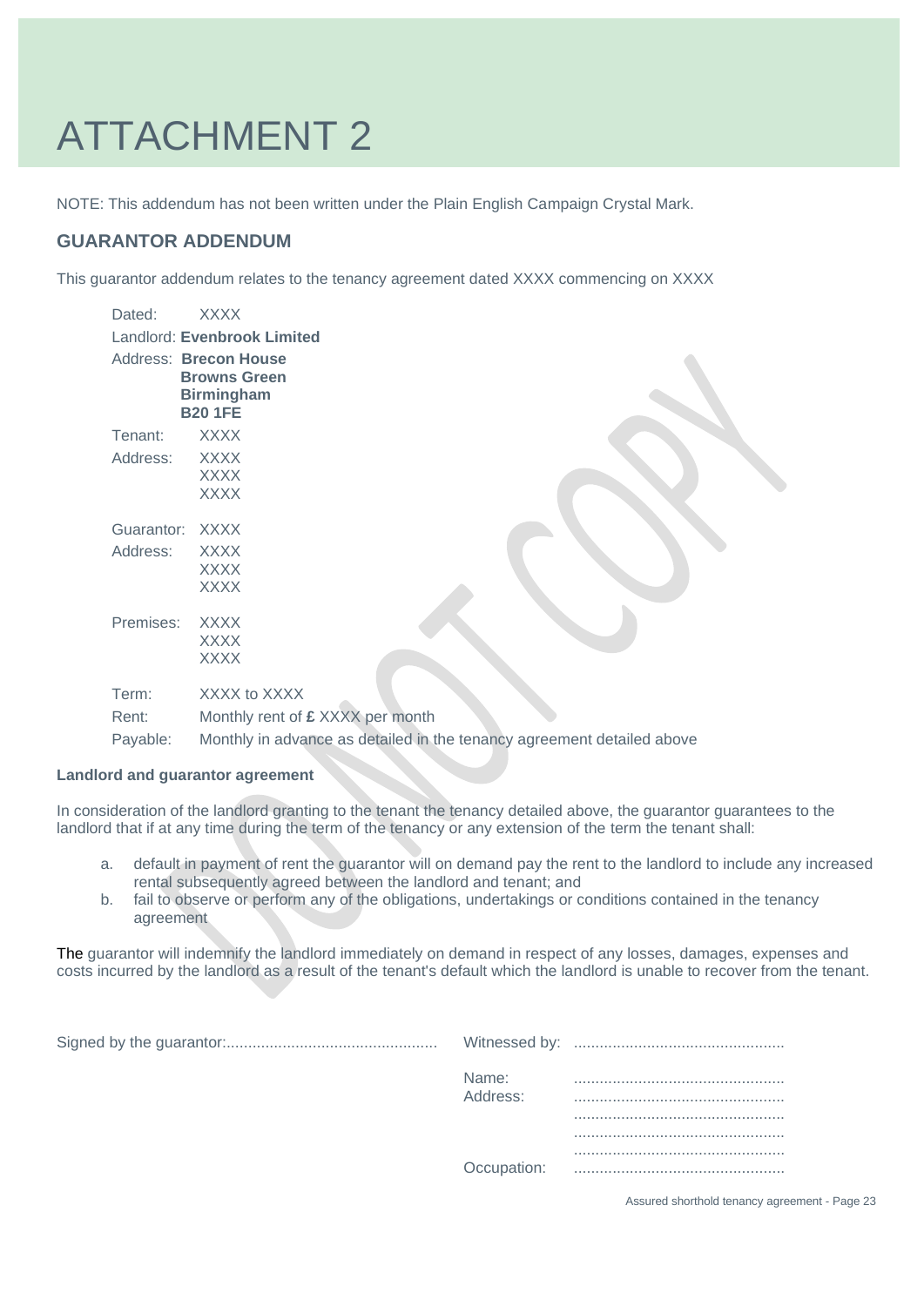# ATTACHMENT 2

NOTE: This addendum has not been written under the Plain English Campaign Crystal Mark.

## GUARANTOR ADDENDUM

This guarantor addendum relates to the tenancy agreement dated XXXX commencing on XXXX

Dated: XXXX

Landlord: **Evenbrook Limited**

Address: **Brecon House**
**Browns Green**
**Birmingham**
**B20 1FE**

Tenant: XXXX

Address: XXXX
XXXX
XXXX

Guarantor: XXXX

Address: XXXX
XXXX
XXXX

Premises: XXXX
XXXX
XXXX

Term: XXXX to XXXX

Rent: Monthly rent of **£** XXXX per month

Payable: Monthly in advance as detailed in the tenancy agreement detailed above

#### Landlord and guarantor agreement

In consideration of the landlord granting to the tenant the tenancy detailed above, the guarantor guarantees to the landlord that if at any time during the term of the tenancy or any extension of the term the tenant shall:

a. default in payment of rent the guarantor will on demand pay the rent to the landlord to include any increased rental subsequently agreed between the landlord and tenant; and
b. fail to observe or perform any of the obligations, undertakings or conditions contained in the tenancy agreement

The guarantor will indemnify the landlord immediately on demand in respect of any losses, damages, expenses and costs incurred by the landlord as a result of the tenant's default which the landlord is unable to recover from the tenant.

Signed by the guarantor:.................................................

Witnessed by: .................................................

Name: .................................................

Address: .................................................
.................................................
.................................................
.................................................

Occupation: .................................................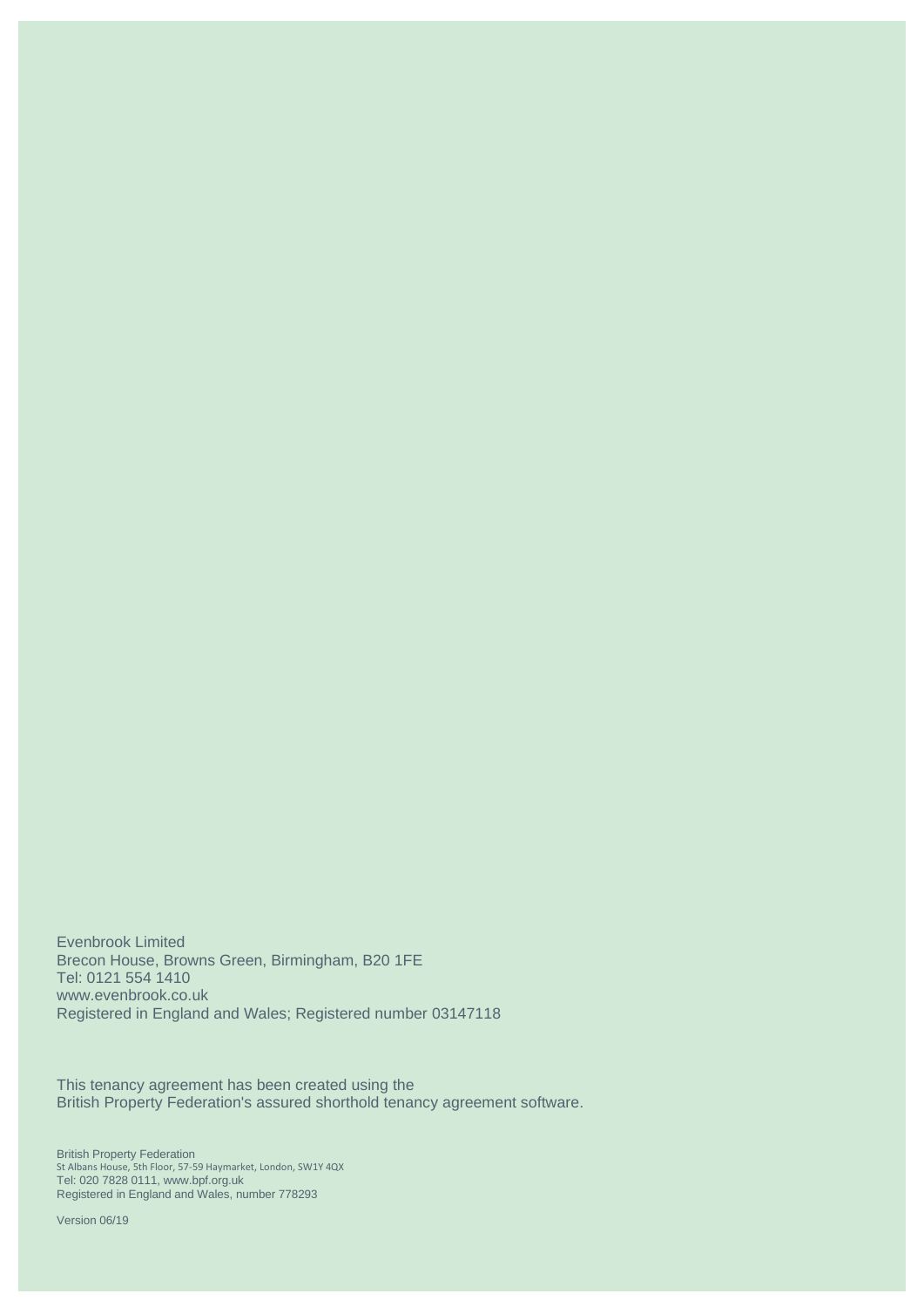Evenbrook Limited
Brecon House, Browns Green, Birmingham, B20 1FE
Tel: 0121 554 1410
www.evenbrook.co.uk
Registered in England and Wales; Registered number 03147118

This tenancy agreement has been created using the
British Property Federation's assured shorthold tenancy agreement software.

British Property Federation
St Albans House, 5th Floor, 57-59 Haymarket, London, SW1Y 4QX
Tel: 020 7828 0111, www.bpf.org.uk
Registered in England and Wales, number 778293

Version 06/19